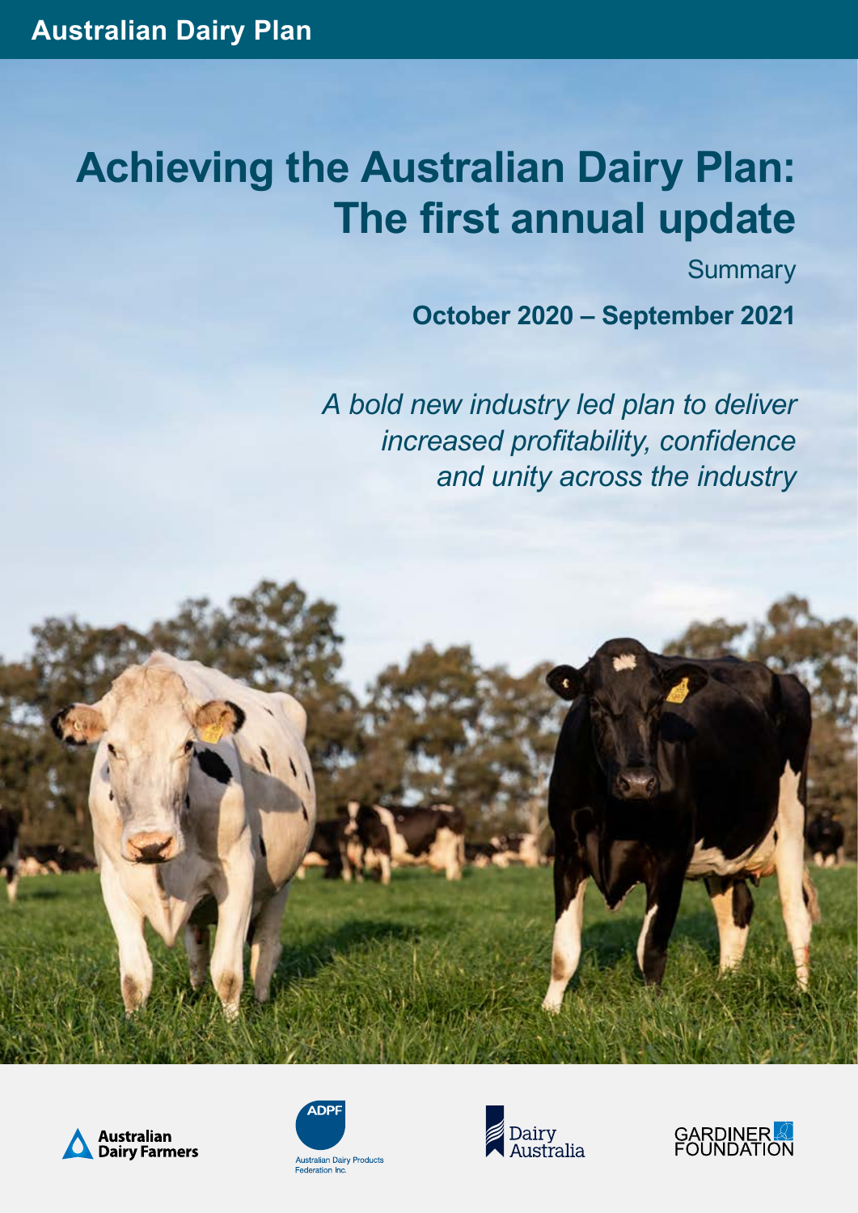Australian Dairy Plan

# Achieving the Australian Dairy Plan: The first annual update

Summary

**October 2020 – September 2021**

*A bold new industry led plan to deliver increased profitability, confidence and unity across the industry*

Australian Dairy Farmers

ADPF Australian Dairy Products Federation Inc.

Dairy Australia

GARDINER FOUNDATION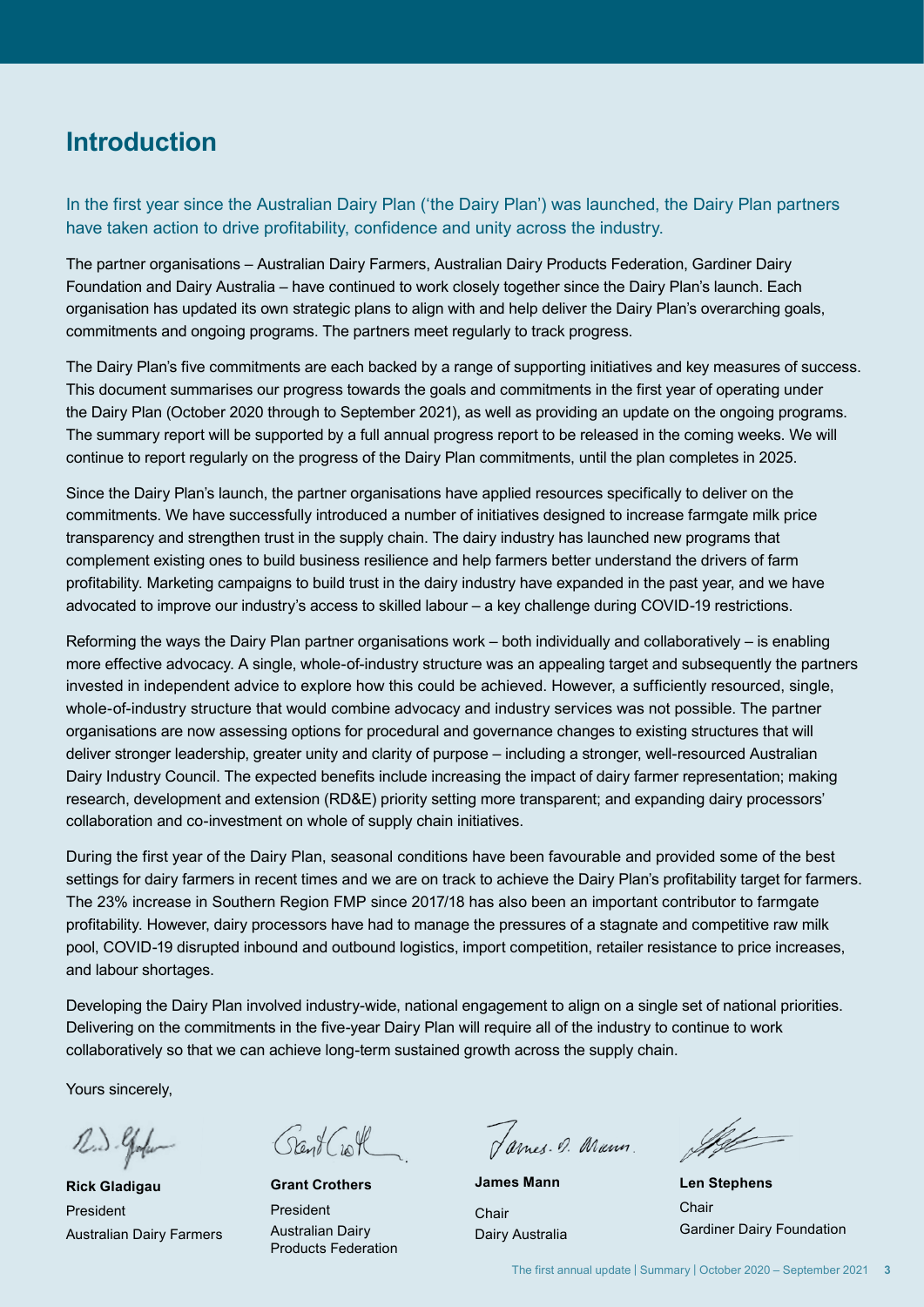# Introduction

In the first year since the Australian Dairy Plan ('the Dairy Plan') was launched, the Dairy Plan partners have taken action to drive profitability, confidence and unity across the industry.

The partner organisations – Australian Dairy Farmers, Australian Dairy Products Federation, Gardiner Dairy Foundation and Dairy Australia – have continued to work closely together since the Dairy Plan's launch. Each organisation has updated its own strategic plans to align with and help deliver the Dairy Plan's overarching goals, commitments and ongoing programs. The partners meet regularly to track progress.

The Dairy Plan's five commitments are each backed by a range of supporting initiatives and key measures of success. This document summarises our progress towards the goals and commitments in the first year of operating under the Dairy Plan (October 2020 through to September 2021), as well as providing an update on the ongoing programs. The summary report will be supported by a full annual progress report to be released in the coming weeks. We will continue to report regularly on the progress of the Dairy Plan commitments, until the plan completes in 2025.

Since the Dairy Plan's launch, the partner organisations have applied resources specifically to deliver on the commitments. We have successfully introduced a number of initiatives designed to increase farmgate milk price transparency and strengthen trust in the supply chain. The dairy industry has launched new programs that complement existing ones to build business resilience and help farmers better understand the drivers of farm profitability. Marketing campaigns to build trust in the dairy industry have expanded in the past year, and we have advocated to improve our industry's access to skilled labour – a key challenge during COVID-19 restrictions.

Reforming the ways the Dairy Plan partner organisations work – both individually and collaboratively – is enabling more effective advocacy. A single, whole-of-industry structure was an appealing target and subsequently the partners invested in independent advice to explore how this could be achieved. However, a sufficiently resourced, single, whole-of-industry structure that would combine advocacy and industry services was not possible. The partner organisations are now assessing options for procedural and governance changes to existing structures that will deliver stronger leadership, greater unity and clarity of purpose – including a stronger, well-resourced Australian Dairy Industry Council. The expected benefits include increasing the impact of dairy farmer representation; making research, development and extension (RD&E) priority setting more transparent; and expanding dairy processors' collaboration and co-investment on whole of supply chain initiatives.

During the first year of the Dairy Plan, seasonal conditions have been favourable and provided some of the best settings for dairy farmers in recent times and we are on track to achieve the Dairy Plan's profitability target for farmers. The 23% increase in Southern Region FMP since 2017/18 has also been an important contributor to farmgate profitability. However, dairy processors have had to manage the pressures of a stagnate and competitive raw milk pool, COVID-19 disrupted inbound and outbound logistics, import competition, retailer resistance to price increases, and labour shortages.

Developing the Dairy Plan involved industry-wide, national engagement to align on a single set of national priorities. Delivering on the commitments in the five-year Dairy Plan will require all of the industry to continue to work collaboratively so that we can achieve long-term sustained growth across the supply chain.

Yours sincerely,

**Rick Gladigau**
President
Australian Dairy Farmers

**Grant Crothers**
President
Australian Dairy Products Federation

**James Mann**
Chair
Dairy Australia

**Len Stephens**
Chair
Gardiner Dairy Foundation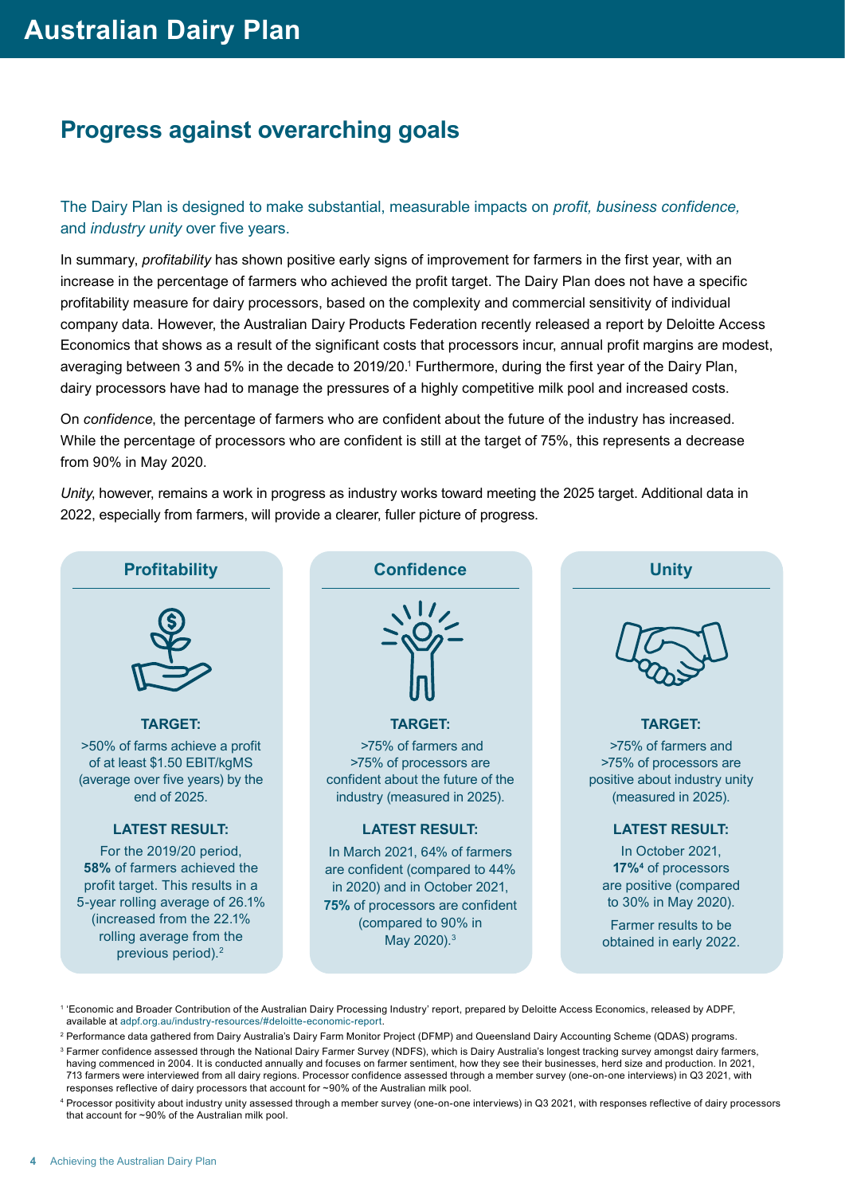# Australian Dairy Plan

## Progress against overarching goals

The Dairy Plan is designed to make substantial, measurable impacts on *profit, business confidence,* and *industry unity* over five years.

In summary, *profitability* has shown positive early signs of improvement for farmers in the first year, with an increase in the percentage of farmers who achieved the profit target. The Dairy Plan does not have a specific profitability measure for dairy processors, based on the complexity and commercial sensitivity of individual company data. However, the Australian Dairy Products Federation recently released a report by Deloitte Access Economics that shows as a result of the significant costs that processors incur, annual profit margins are modest, averaging between 3 and 5% in the decade to 2019/20.[1] Furthermore, during the first year of the Dairy Plan, dairy processors have had to manage the pressures of a highly competitive milk pool and increased costs.

On *confidence*, the percentage of farmers who are confident about the future of the industry has increased. While the percentage of processors who are confident is still at the target of 75%, this represents a decrease from 90% in May 2020.

*Unity*, however, remains a work in progress as industry works toward meeting the 2025 target. Additional data in 2022, especially from farmers, will provide a clearer, fuller picture of progress.

### Profitability

**TARGET:**

>50% of farms achieve a profit of at least $1.50 EBIT/kgMS (average over five years) by the end of 2025.

**LATEST RESULT:**

For the 2019/20 period, **58%** of farmers achieved the profit target. This results in a 5-year rolling average of 26.1% (increased from the 22.1% rolling average from the previous period).[2]

### Confidence

**TARGET:**

>75% of farmers and >75% of processors are confident about the future of the industry (measured in 2025).

**LATEST RESULT:**

In March 2021, 64% of farmers are confident (compared to 44% in 2020) and in October 2021, **75%** of processors are confident (compared to 90% in May 2020).[3]

### Unity

**TARGET:**

>75% of farmers and >75% of processors are positive about industry unity (measured in 2025).

**LATEST RESULT:**

In October 2021, **17%**[4] of processors are positive (compared to 30% in May 2020).

Farmer results to be obtained in early 2022.

---

[1] 'Economic and Broader Contribution of the Australian Dairy Processing Industry' report, prepared by Deloitte Access Economics, released by ADPF, available at adpf.org.au/industry-resources/#deloitte-economic-report.

[2] Performance data gathered from Dairy Australia's Dairy Farm Monitor Project (DFMP) and Queensland Dairy Accounting Scheme (QDAS) programs.

[3] Farmer confidence assessed through the National Dairy Farmer Survey (NDFS), which is Dairy Australia's longest tracking survey amongst dairy farmers, having commenced in 2004. It is conducted annually and focuses on farmer sentiment, how they see their businesses, herd size and production. In 2021, 713 farmers were interviewed from all dairy regions. Processor confidence assessed through a member survey (one-on-one interviews) in Q3 2021, with responses reflective of dairy processors that account for ~90% of the Australian milk pool.

[4] Processor positivity about industry unity assessed through a member survey (one-on-one interviews) in Q3 2021, with responses reflective of dairy processors that account for ~90% of the Australian milk pool.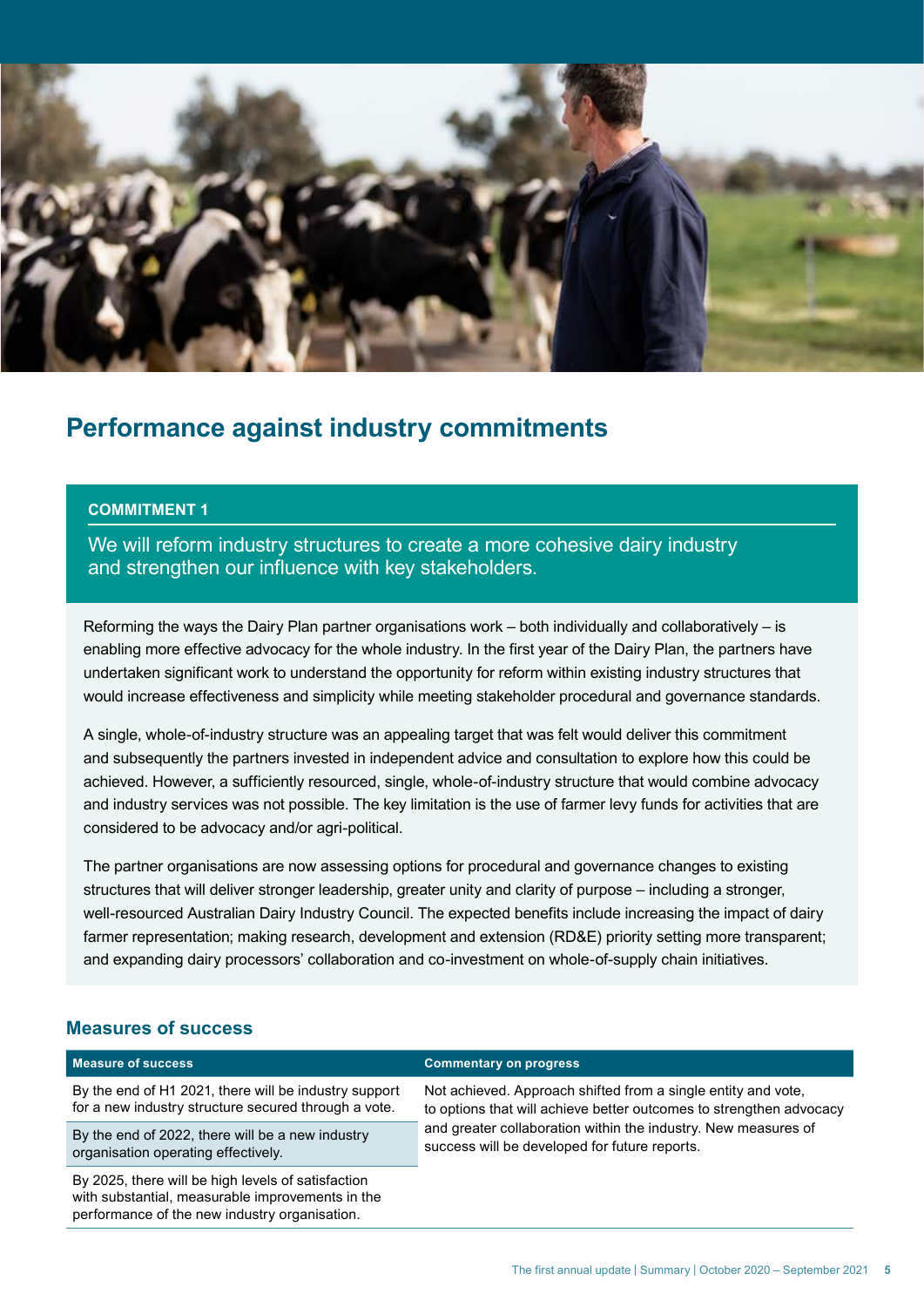# Performance against industry commitments

**COMMITMENT 1**

We will reform industry structures to create a more cohesive dairy industry and strengthen our influence with key stakeholders.

Reforming the ways the Dairy Plan partner organisations work – both individually and collaboratively – is enabling more effective advocacy for the whole industry. In the first year of the Dairy Plan, the partners have undertaken significant work to understand the opportunity for reform within existing industry structures that would increase effectiveness and simplicity while meeting stakeholder procedural and governance standards.

A single, whole-of-industry structure was an appealing target that was felt would deliver this commitment and subsequently the partners invested in independent advice and consultation to explore how this could be achieved. However, a sufficiently resourced, single, whole-of-industry structure that would combine advocacy and industry services was not possible. The key limitation is the use of farmer levy funds for activities that are considered to be advocacy and/or agri-political.

The partner organisations are now assessing options for procedural and governance changes to existing structures that will deliver stronger leadership, greater unity and clarity of purpose – including a stronger, well-resourced Australian Dairy Industry Council. The expected benefits include increasing the impact of dairy farmer representation; making research, development and extension (RD&E) priority setting more transparent; and expanding dairy processors' collaboration and co-investment on whole-of-supply chain initiatives.

## Measures of success

| Measure of success | Commentary on progress |
|---|---|
| By the end of H1 2021, there will be industry support for a new industry structure secured through a vote. | Not achieved. Approach shifted from a single entity and vote, to options that will achieve better outcomes to strengthen advocacy and greater collaboration within the industry. New measures of success will be developed for future reports. |
| By the end of 2022, there will be a new industry organisation operating effectively. | |
| By 2025, there will be high levels of satisfaction with substantial, measurable improvements in the performance of the new industry organisation. | |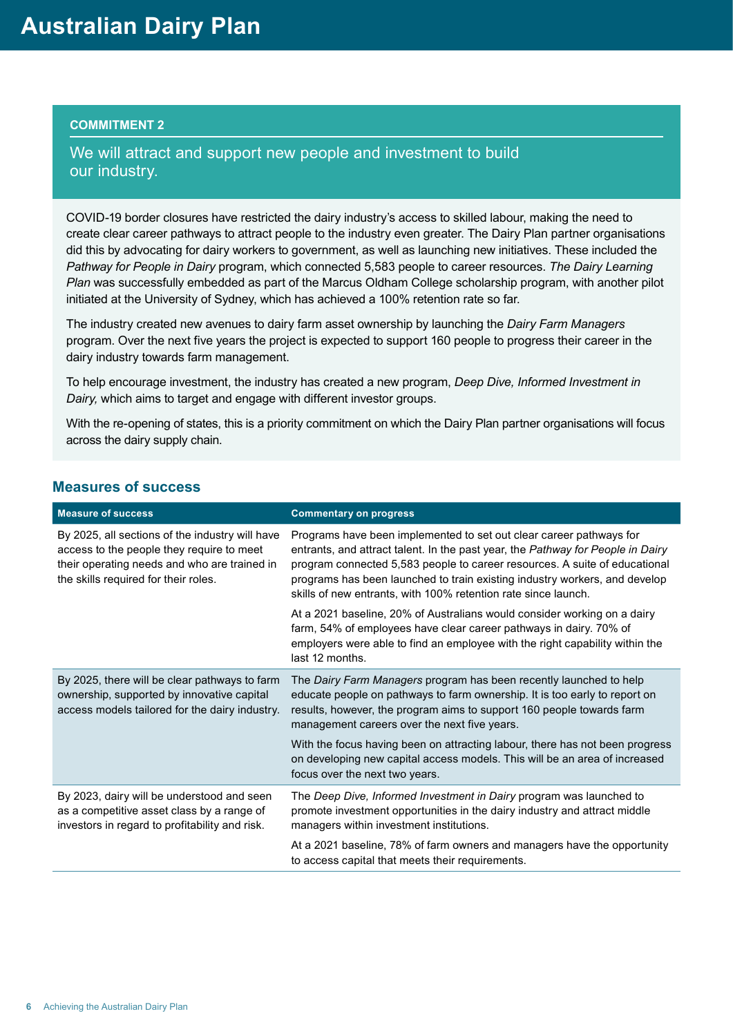# Australian Dairy Plan

**COMMITMENT 2**

We will attract and support new people and investment to build our industry.

COVID-19 border closures have restricted the dairy industry's access to skilled labour, making the need to create clear career pathways to attract people to the industry even greater. The Dairy Plan partner organisations did this by advocating for dairy workers to government, as well as launching new initiatives. These included the *Pathway for People in Dairy* program, which connected 5,583 people to career resources. *The Dairy Learning Plan* was successfully embedded as part of the Marcus Oldham College scholarship program, with another pilot initiated at the University of Sydney, which has achieved a 100% retention rate so far.

The industry created new avenues to dairy farm asset ownership by launching the *Dairy Farm Managers* program. Over the next five years the project is expected to support 160 people to progress their career in the dairy industry towards farm management.

To help encourage investment, the industry has created a new program, *Deep Dive, Informed Investment in Dairy,* which aims to target and engage with different investor groups.

With the re-opening of states, this is a priority commitment on which the Dairy Plan partner organisations will focus across the dairy supply chain.

## Measures of success

| Measure of success | Commentary on progress |
| --- | --- |
| By 2025, all sections of the industry will have access to the people they require to meet their operating needs and who are trained in the skills required for their roles. | Programs have been implemented to set out clear career pathways for entrants, and attract talent. In the past year, the *Pathway for People in Dairy* program connected 5,583 people to career resources. A suite of educational programs has been launched to train existing industry workers, and develop skills of new entrants, with 100% retention rate since launch.<br><br>At a 2021 baseline, 20% of Australians would consider working on a dairy farm, 54% of employees have clear career pathways in dairy. 70% of employers were able to find an employee with the right capability within the last 12 months. |
| By 2025, there will be clear pathways to farm ownership, supported by innovative capital access models tailored for the dairy industry. | The *Dairy Farm Managers* program has been recently launched to help educate people on pathways to farm ownership. It is too early to report on results, however, the program aims to support 160 people towards farm management careers over the next five years.<br><br>With the focus having been on attracting labour, there has not been progress on developing new capital access models. This will be an area of increased focus over the next two years. |
| By 2023, dairy will be understood and seen as a competitive asset class by a range of investors in regard to profitability and risk. | The *Deep Dive, Informed Investment in Dairy* program was launched to promote investment opportunities in the dairy industry and attract middle managers within investment institutions.<br><br>At a 2021 baseline, 78% of farm owners and managers have the opportunity to access capital that meets their requirements. |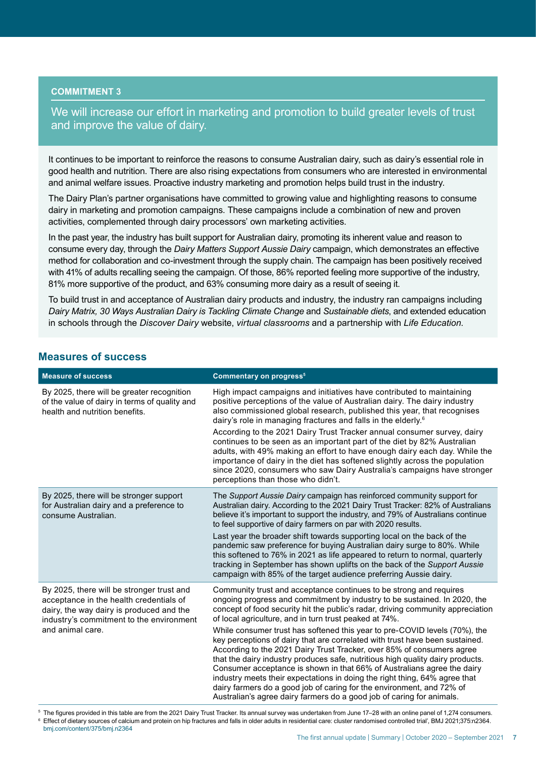**COMMITMENT 3**

## We will increase our effort in marketing and promotion to build greater levels of trust and improve the value of dairy.

It continues to be important to reinforce the reasons to consume Australian dairy, such as dairy's essential role in good health and nutrition. There are also rising expectations from consumers who are interested in environmental and animal welfare issues. Proactive industry marketing and promotion helps build trust in the industry.

The Dairy Plan's partner organisations have committed to growing value and highlighting reasons to consume dairy in marketing and promotion campaigns. These campaigns include a combination of new and proven activities, complemented through dairy processors' own marketing activities.

In the past year, the industry has built support for Australian dairy, promoting its inherent value and reason to consume every day, through the *Dairy Matters Support Aussie Dairy* campaign, which demonstrates an effective method for collaboration and co-investment through the supply chain. The campaign has been positively received with 41% of adults recalling seeing the campaign. Of those, 86% reported feeling more supportive of the industry, 81% more supportive of the product, and 63% consuming more dairy as a result of seeing it.

To build trust in and acceptance of Australian dairy products and industry, the industry ran campaigns including *Dairy Matrix, 30 Ways Australian Dairy is Tackling Climate Change* and *Sustainable diets*, and extended education in schools through the *Discover Dairy* website, *virtual classrooms* and a partnership with *Life Education*.

### Measures of success

| Measure of success | Commentary on progress[5] |
|---|---|
| By 2025, there will be greater recognition of the value of dairy in terms of quality and health and nutrition benefits. | High impact campaigns and initiatives have contributed to maintaining positive perceptions of the value of Australian dairy. The dairy industry also commissioned global research, published this year, that recognises dairy's role in managing fractures and falls in the elderly.[6]<br><br>According to the 2021 Dairy Trust Tracker annual consumer survey, dairy continues to be seen as an important part of the diet by 82% Australian adults, with 49% making an effort to have enough dairy each day. While the importance of dairy in the diet has softened slightly across the population since 2020, consumers who saw Dairy Australia's campaigns have stronger perceptions than those who didn't. |
| By 2025, there will be stronger support for Australian dairy and a preference to consume Australian. | The *Support Aussie Dairy* campaign has reinforced community support for Australian dairy. According to the 2021 Dairy Trust Tracker: 82% of Australians believe it's important to support the industry, and 79% of Australians continue to feel supportive of dairy farmers on par with 2020 results.<br><br>Last year the broader shift towards supporting local on the back of the pandemic saw preference for buying Australian dairy surge to 80%. While this softened to 76% in 2021 as life appeared to return to normal, quarterly tracking in September has shown uplifts on the back of the *Support Aussie* campaign with 85% of the target audience preferring Aussie dairy. |
| By 2025, there will be stronger trust and acceptance in the health credentials of dairy, the way dairy is produced and the industry's commitment to the environment and animal care. | Community trust and acceptance continues to be strong and requires ongoing progress and commitment by industry to be sustained. In 2020, the concept of food security hit the public's radar, driving community appreciation of local agriculture, and in turn trust peaked at 74%.<br><br>While consumer trust has softened this year to pre-COVID levels (70%), the key perceptions of dairy that are correlated with trust have been sustained. According to the 2021 Dairy Trust Tracker, over 85% of consumers agree that the dairy industry produces safe, nutritious high quality dairy products. Consumer acceptance is shown in that 66% of Australians agree the dairy industry meets their expectations in doing the right thing, 64% agree that dairy farmers do a good job of caring for the environment, and 72% of Australian's agree dairy farmers do a good job of caring for animals. |

[5] The figures provided in this table are from the 2021 Dairy Trust Tracker. Its annual survey was undertaken from June 17–28 with an online panel of 1,274 consumers.

[6] Effect of dietary sources of calcium and protein on hip fractures and falls in older adults in residential care: cluster randomised controlled trial', BMJ 2021;375:n2364. bmj.com/content/375/bmj.n2364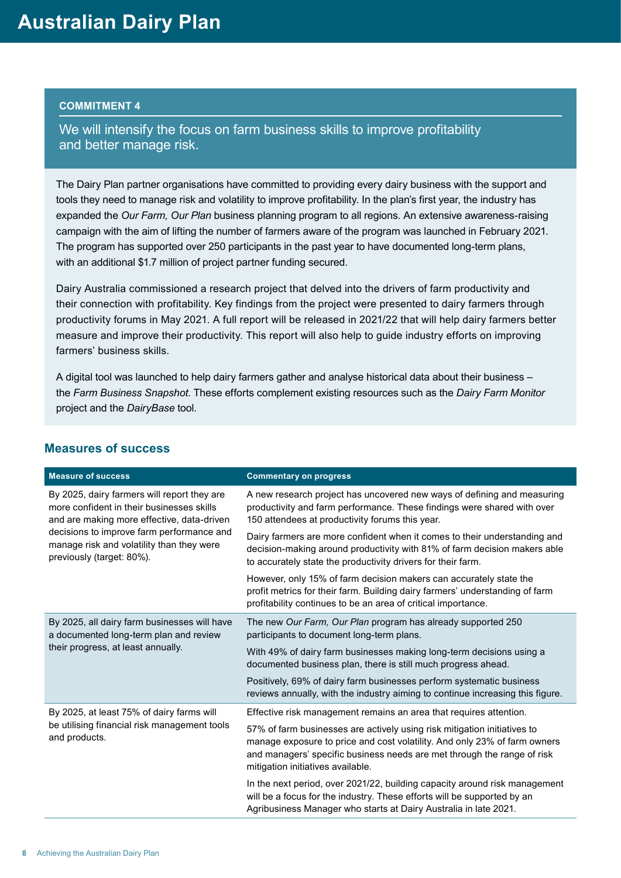# Australian Dairy Plan

**COMMITMENT 4**

We will intensify the focus on farm business skills to improve profitability and better manage risk.

The Dairy Plan partner organisations have committed to providing every dairy business with the support and tools they need to manage risk and volatility to improve profitability. In the plan's first year, the industry has expanded the *Our Farm, Our Plan* business planning program to all regions. An extensive awareness-raising campaign with the aim of lifting the number of farmers aware of the program was launched in February 2021. The program has supported over 250 participants in the past year to have documented long-term plans, with an additional $1.7 million of project partner funding secured.

Dairy Australia commissioned a research project that delved into the drivers of farm productivity and their connection with profitability. Key findings from the project were presented to dairy farmers through productivity forums in May 2021. A full report will be released in 2021/22 that will help dairy farmers better measure and improve their productivity. This report will also help to guide industry efforts on improving farmers' business skills.

A digital tool was launched to help dairy farmers gather and analyse historical data about their business – the *Farm Business Snapshot*. These efforts complement existing resources such as the *Dairy Farm Monitor* project and the *DairyBase* tool.

## Measures of success

| Measure of success | Commentary on progress |
|---|---|
| By 2025, dairy farmers will report they are more confident in their businesses skills and are making more effective, data-driven decisions to improve farm performance and manage risk and volatility than they were previously (target: 80%). | A new research project has uncovered new ways of defining and measuring productivity and farm performance. These findings were shared with over 150 attendees at productivity forums this year.<br><br>Dairy farmers are more confident when it comes to their understanding and decision-making around productivity with 81% of farm decision makers able to accurately state the productivity drivers for their farm.<br><br>However, only 15% of farm decision makers can accurately state the profit metrics for their farm. Building dairy farmers' understanding of farm profitability continues to be an area of critical importance. |
| By 2025, all dairy farm businesses will have a documented long-term plan and review their progress, at least annually. | The new *Our Farm, Our Plan* program has already supported 250 participants to document long-term plans.<br><br>With 49% of dairy farm businesses making long-term decisions using a documented business plan, there is still much progress ahead.<br><br>Positively, 69% of dairy farm businesses perform systematic business reviews annually, with the industry aiming to continue increasing this figure. |
| By 2025, at least 75% of dairy farms will be utilising financial risk management tools and products. | Effective risk management remains an area that requires attention.<br><br>57% of farm businesses are actively using risk mitigation initiatives to manage exposure to price and cost volatility. And only 23% of farm owners and managers' specific business needs are met through the range of risk mitigation initiatives available.<br><br>In the next period, over 2021/22, building capacity around risk management will be a focus for the industry. These efforts will be supported by an Agribusiness Manager who starts at Dairy Australia in late 2021. |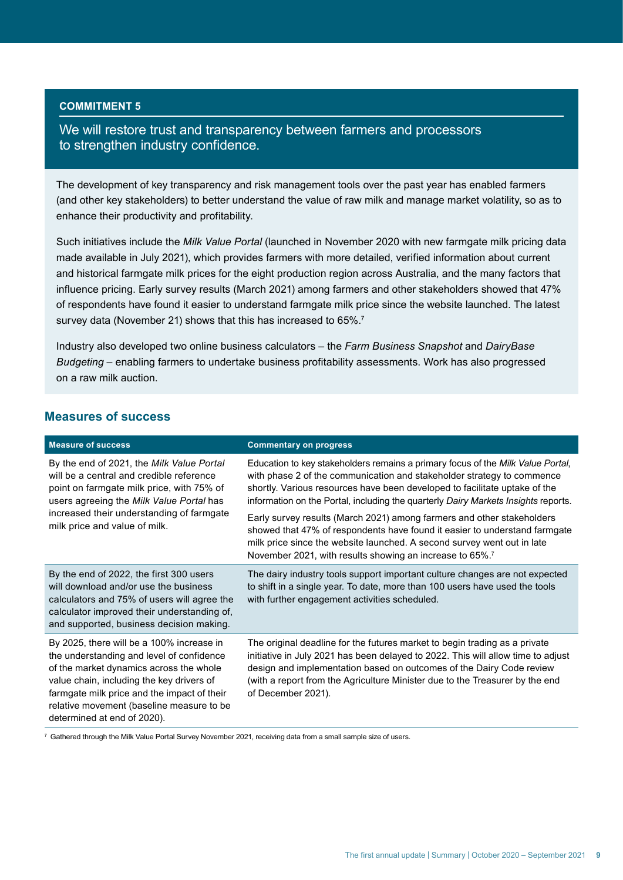**COMMITMENT 5**

## We will restore trust and transparency between farmers and processors to strengthen industry confidence.

The development of key transparency and risk management tools over the past year has enabled farmers (and other key stakeholders) to better understand the value of raw milk and manage market volatility, so as to enhance their productivity and profitability.

Such initiatives include the *Milk Value Portal* (launched in November 2020 with new farmgate milk pricing data made available in July 2021), which provides farmers with more detailed, verified information about current and historical farmgate milk prices for the eight production region across Australia, and the many factors that influence pricing. Early survey results (March 2021) among farmers and other stakeholders showed that 47% of respondents have found it easier to understand farmgate milk price since the website launched. The latest survey data (November 21) shows that this has increased to 65%.[7]

Industry also developed two online business calculators – the *Farm Business Snapshot* and *DairyBase Budgeting* – enabling farmers to undertake business profitability assessments. Work has also progressed on a raw milk auction.

### Measures of success

| Measure of success | Commentary on progress |
| --- | --- |
| By the end of 2021, the *Milk Value Portal* will be a central and credible reference point on farmgate milk price, with 75% of users agreeing the *Milk Value Portal* has increased their understanding of farmgate milk price and value of milk. | Education to key stakeholders remains a primary focus of the *Milk Value Portal*, with phase 2 of the communication and stakeholder strategy to commence shortly. Various resources have been developed to facilitate uptake of the information on the Portal, including the quarterly *Dairy Markets Insights* reports.<br><br>Early survey results (March 2021) among farmers and other stakeholders showed that 47% of respondents have found it easier to understand farmgate milk price since the website launched. A second survey went out in late November 2021, with results showing an increase to 65%.[7] |
| By the end of 2022, the first 300 users will download and/or use the business calculators and 75% of users will agree the calculator improved their understanding of, and supported, business decision making. | The dairy industry tools support important culture changes are not expected to shift in a single year. To date, more than 100 users have used the tools with further engagement activities scheduled. |
| By 2025, there will be a 100% increase in the understanding and level of confidence of the market dynamics across the whole value chain, including the key drivers of farmgate milk price and the impact of their relative movement (baseline measure to be determined at end of 2020). | The original deadline for the futures market to begin trading as a private initiative in July 2021 has been delayed to 2022. This will allow time to adjust design and implementation based on outcomes of the Dairy Code review (with a report from the Agriculture Minister due to the Treasurer by the end of December 2021). |

[7] Gathered through the Milk Value Portal Survey November 2021, receiving data from a small sample size of users.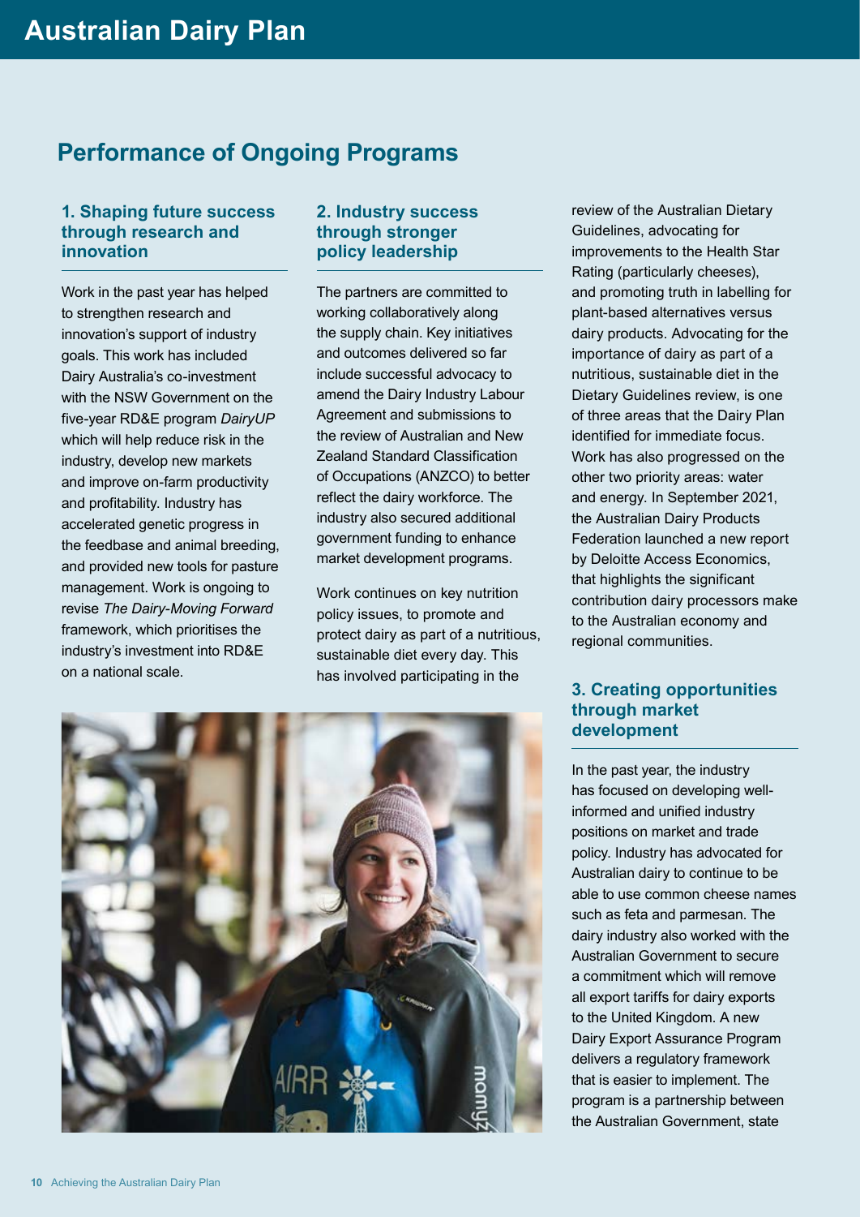# Performance of Ongoing Programs

### 1. Shaping future success through research and innovation

Work in the past year has helped to strengthen research and innovation's support of industry goals. This work has included Dairy Australia's co-investment with the NSW Government on the five-year RD&E program *DairyUP* which will help reduce risk in the industry, develop new markets and improve on-farm productivity and profitability. Industry has accelerated genetic progress in the feedbase and animal breeding, and provided new tools for pasture management. Work is ongoing to revise *The Dairy-Moving Forward* framework, which prioritises the industry's investment into RD&E on a national scale.

### 2. Industry success through stronger policy leadership

The partners are committed to working collaboratively along the supply chain. Key initiatives and outcomes delivered so far include successful advocacy to amend the Dairy Industry Labour Agreement and submissions to the review of Australian and New Zealand Standard Classification of Occupations (ANZCO) to better reflect the dairy workforce. The industry also secured additional government funding to enhance market development programs.

Work continues on key nutrition policy issues, to promote and protect dairy as part of a nutritious, sustainable diet every day. This has involved participating in the review of the Australian Dietary Guidelines, advocating for improvements to the Health Star Rating (particularly cheeses), and promoting truth in labelling for plant-based alternatives versus dairy products. Advocating for the importance of dairy as part of a nutritious, sustainable diet in the Dietary Guidelines review, is one of three areas that the Dairy Plan identified for immediate focus. Work has also progressed on the other two priority areas: water and energy. In September 2021, the Australian Dairy Products Federation launched a new report by Deloitte Access Economics, that highlights the significant contribution dairy processors make to the Australian economy and regional communities.

### 3. Creating opportunities through market development

In the past year, the industry has focused on developing well-informed and unified industry positions on market and trade policy. Industry has advocated for Australian dairy to continue to be able to use common cheese names such as feta and parmesan. The dairy industry also worked with the Australian Government to secure a commitment which will remove all export tariffs for dairy exports to the United Kingdom. A new Dairy Export Assurance Program delivers a regulatory framework that is easier to implement. The program is a partnership between the Australian Government, state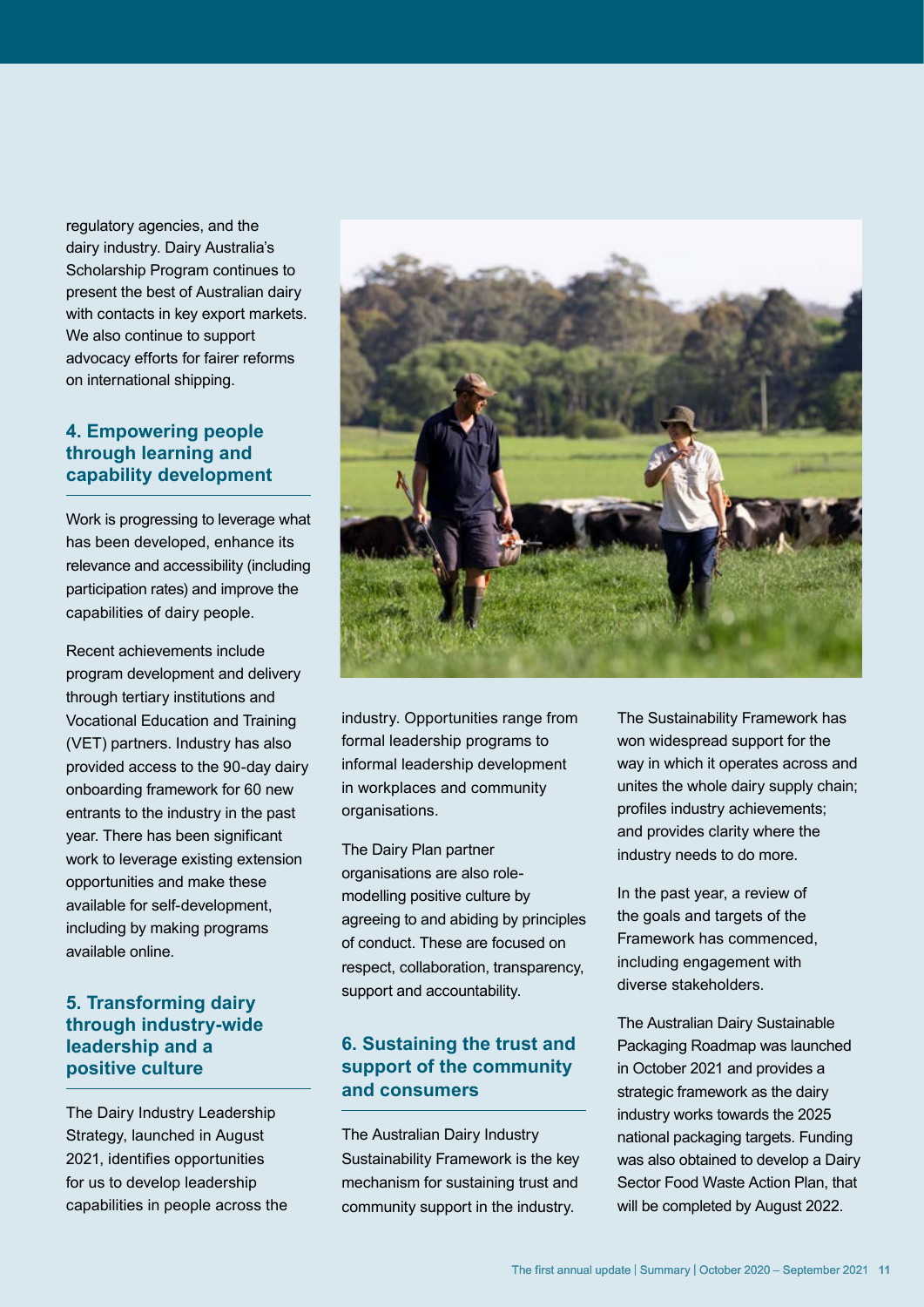regulatory agencies, and the dairy industry. Dairy Australia's Scholarship Program continues to present the best of Australian dairy with contacts in key export markets. We also continue to support advocacy efforts for fairer reforms on international shipping.

### 4. Empowering people through learning and capability development

Work is progressing to leverage what has been developed, enhance its relevance and accessibility (including participation rates) and improve the capabilities of dairy people.

Recent achievements include program development and delivery through tertiary institutions and Vocational Education and Training (VET) partners. Industry has also provided access to the 90-day dairy onboarding framework for 60 new entrants to the industry in the past year. There has been significant work to leverage existing extension opportunities and make these available for self-development, including by making programs available online.

### 5. Transforming dairy through industry-wide leadership and a positive culture

The Dairy Industry Leadership Strategy, launched in August 2021, identifies opportunities for us to develop leadership capabilities in people across the industry. Opportunities range from formal leadership programs to informal leadership development in workplaces and community organisations.

The Dairy Plan partner organisations are also role-modelling positive culture by agreeing to and abiding by principles of conduct. These are focused on respect, collaboration, transparency, support and accountability.

### 6. Sustaining the trust and support of the community and consumers

The Australian Dairy Industry Sustainability Framework is the key mechanism for sustaining trust and community support in the industry.

The Sustainability Framework has won widespread support for the way in which it operates across and unites the whole dairy supply chain; profiles industry achievements; and provides clarity where the industry needs to do more.

In the past year, a review of the goals and targets of the Framework has commenced, including engagement with diverse stakeholders.

The Australian Dairy Sustainable Packaging Roadmap was launched in October 2021 and provides a strategic framework as the dairy industry works towards the 2025 national packaging targets. Funding was also obtained to develop a Dairy Sector Food Waste Action Plan, that will be completed by August 2022.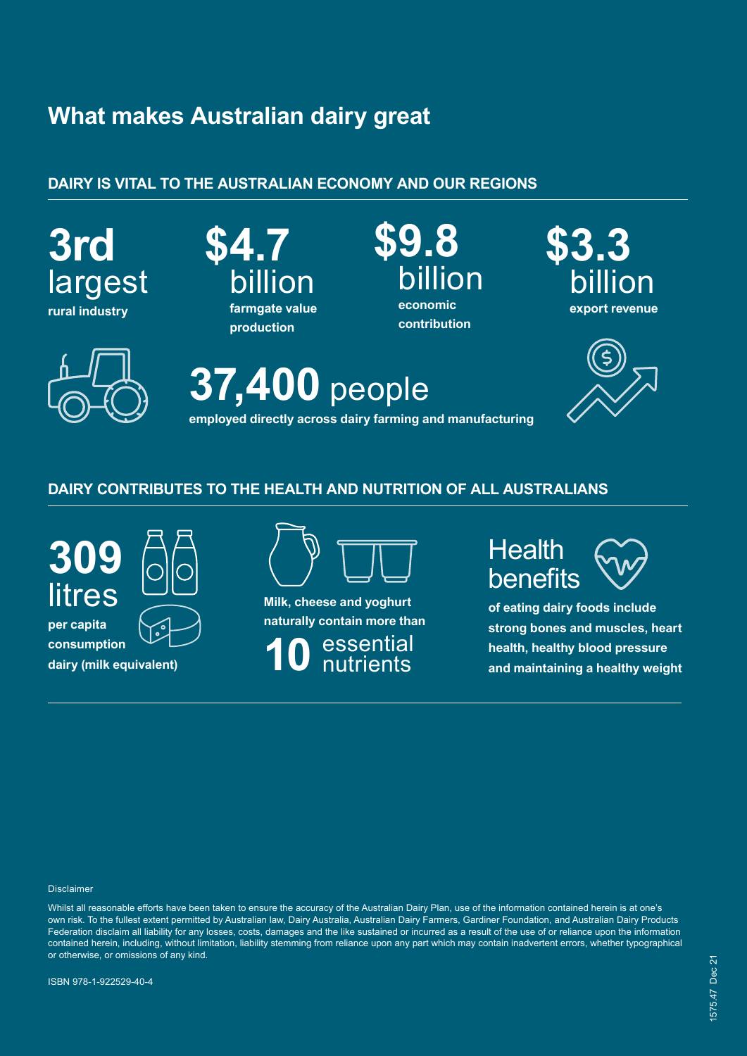# What makes Australian dairy great

## DAIRY IS VITAL TO THE AUSTRALIAN ECONOMY AND OUR REGIONS

**3rd**
largest
**rural industry**

**$4.7**
billion
**farmgate value production**

**$9.8**
billion
**economic contribution**

**$3.3**
billion
**export revenue**

**37,400** people
**employed directly across dairy farming and manufacturing**

## DAIRY CONTRIBUTES TO THE HEALTH AND NUTRITION OF ALL AUSTRALIANS

**309**
litres
**per capita consumption dairy (milk equivalent)**

**Milk, cheese and yoghurt naturally contain more than**
**10** essential nutrients

Health benefits
**of eating dairy foods include strong bones and muscles, heart health, healthy blood pressure and maintaining a healthy weight**

Disclaimer

Whilst all reasonable efforts have been taken to ensure the accuracy of the Australian Dairy Plan, use of the information contained herein is at one's own risk. To the fullest extent permitted by Australian law, Dairy Australia, Australian Dairy Farmers, Gardiner Foundation, and Australian Dairy Products Federation disclaim all liability for any losses, costs, damages and the like sustained or incurred as a result of the use of or reliance upon the information contained herein, including, without limitation, liability stemming from reliance upon any part which may contain inadvertent errors, whether typographical or otherwise, or omissions of any kind.

ISBN 978-1-922529-40-4

1575.47 Dec 21